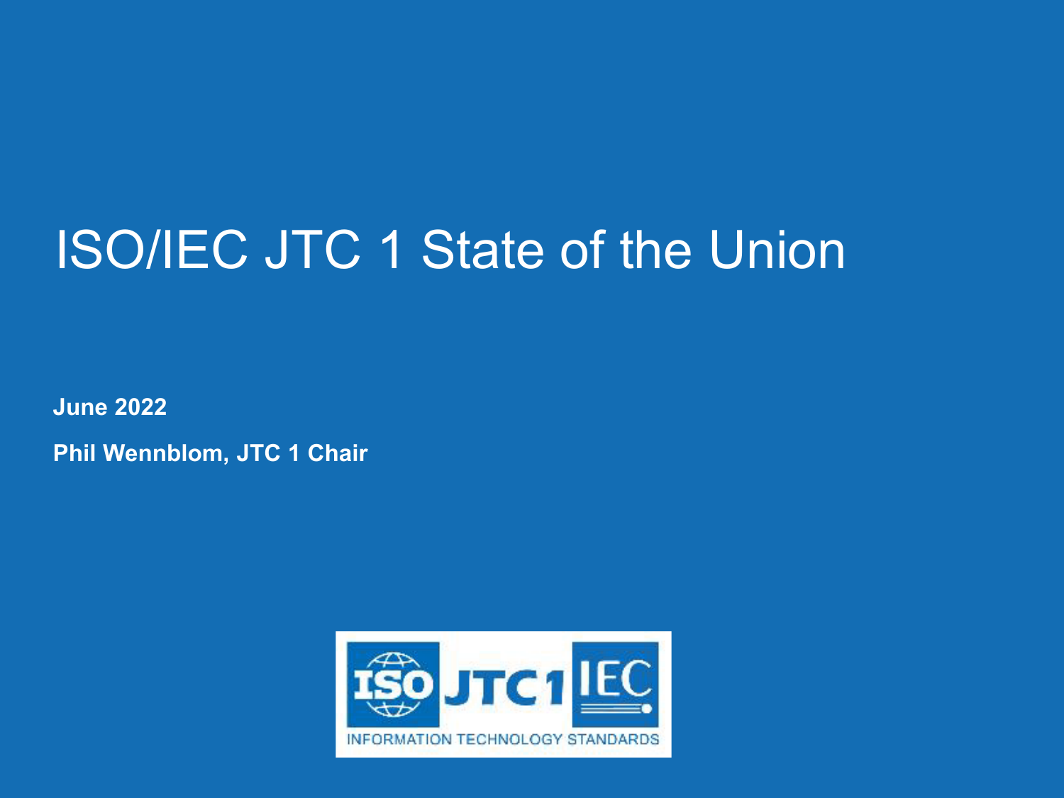# ISO/IEC JTC 1 State of the Union

**June 2022**

**Phil Wennblom, JTC 1 Chair**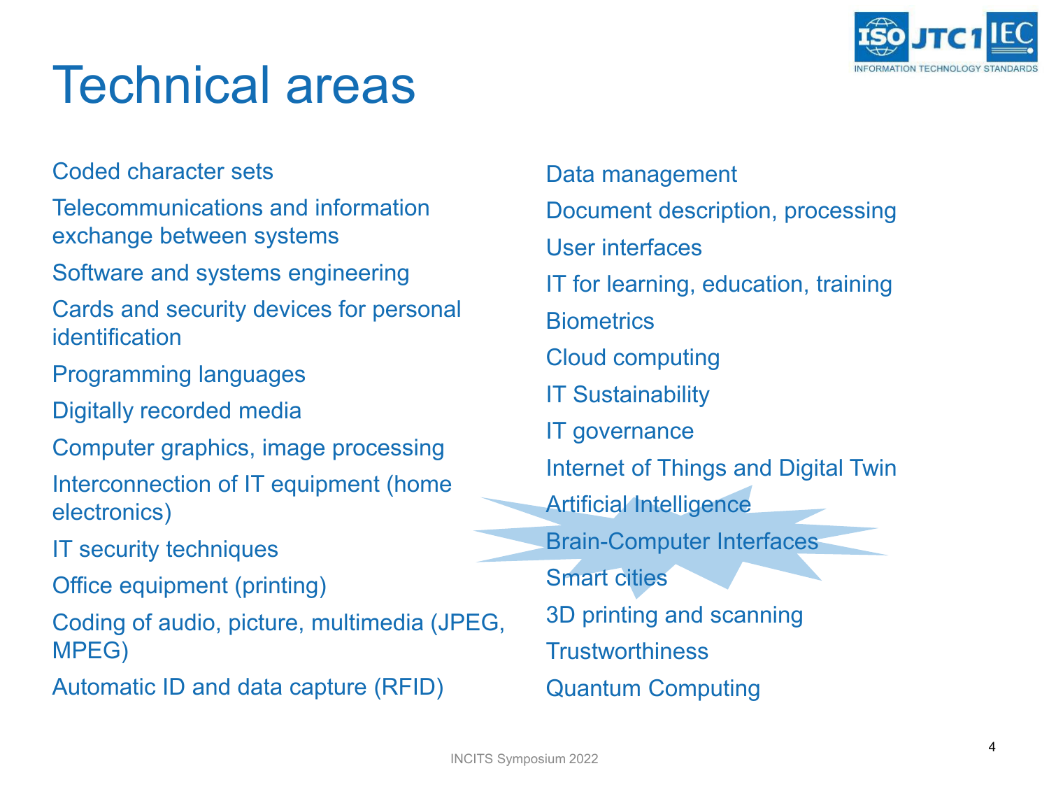# Technical areas

- Coded character sets
- Telecommunications and information exchange between systems
- Software and systems engineering
- Cards and security devices for personal identification
- Programming languages
- Digitally recorded media
- Computer graphics, image processing
- Interconnection of IT equipment (home electronics)
- IT security techniques
- Office equipment (printing)
- Coding of audio, picture, multimedia (JPEG, MPEG)
- Automatic ID and data capture (RFID)
- Data management
- Document description, processing
- User interfaces
- IT for learning, education, training
- Biometrics
- Cloud computing
- IT Sustainability
- IT governance
- Internet of Things and Digital Twin
- Artificial Intelligence
- Brain-Computer Interfaces
- Smart cities
- 3D printing and scanning
- Trustworthiness
- Quantum Computing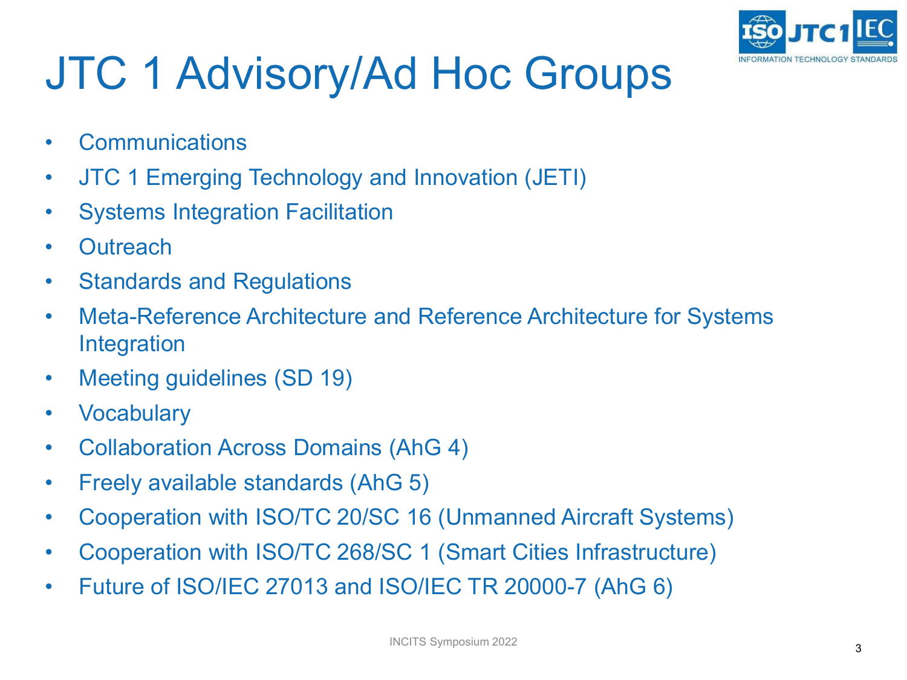# JTC 1 Advisory/Ad Hoc Groups

- Communications
- JTC 1 Emerging Technology and Innovation (JETI)
- Systems Integration Facilitation
- Outreach
- Standards and Regulations
- Meta-Reference Architecture and Reference Architecture for Systems Integration
- Meeting guidelines (SD 19)
- Vocabulary
- Collaboration Across Domains (AhG 4)
- Freely available standards (AhG 5)
- Cooperation with ISO/TC 20/SC 16 (Unmanned Aircraft Systems)
- Cooperation with ISO/TC 268/SC 1 (Smart Cities Infrastructure)
- Future of ISO/IEC 27013 and ISO/IEC TR 20000-7 (AhG 6)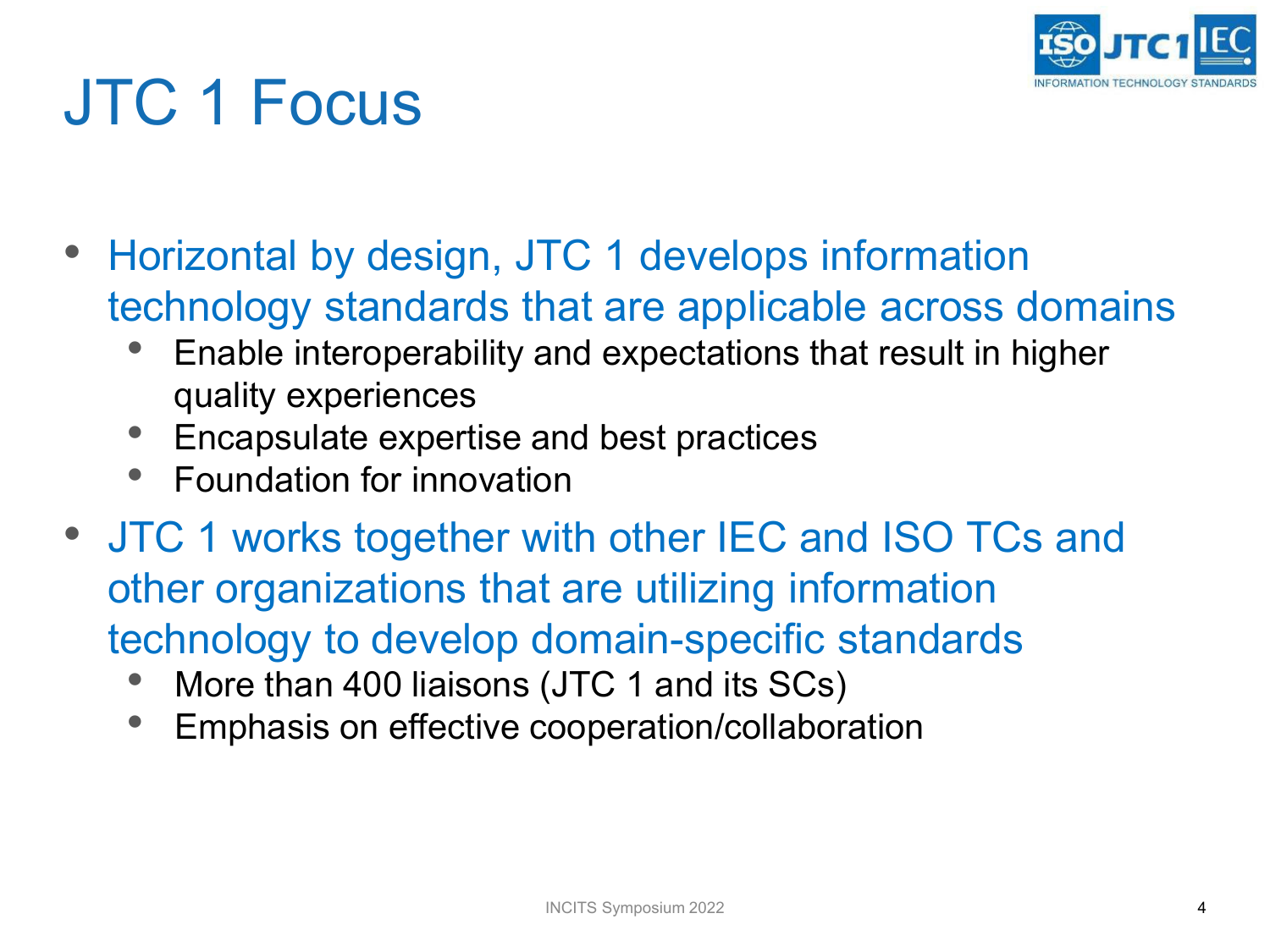# JTC 1 Focus

- Horizontal by design, JTC 1 develops information technology standards that are applicable across domains
  - Enable interoperability and expectations that result in higher quality experiences
  - Encapsulate expertise and best practices
  - Foundation for innovation
- JTC 1 works together with other IEC and ISO TCs and other organizations that are utilizing information technology to develop domain-specific standards
  - More than 400 liaisons (JTC 1 and its SCs)
  - Emphasis on effective cooperation/collaboration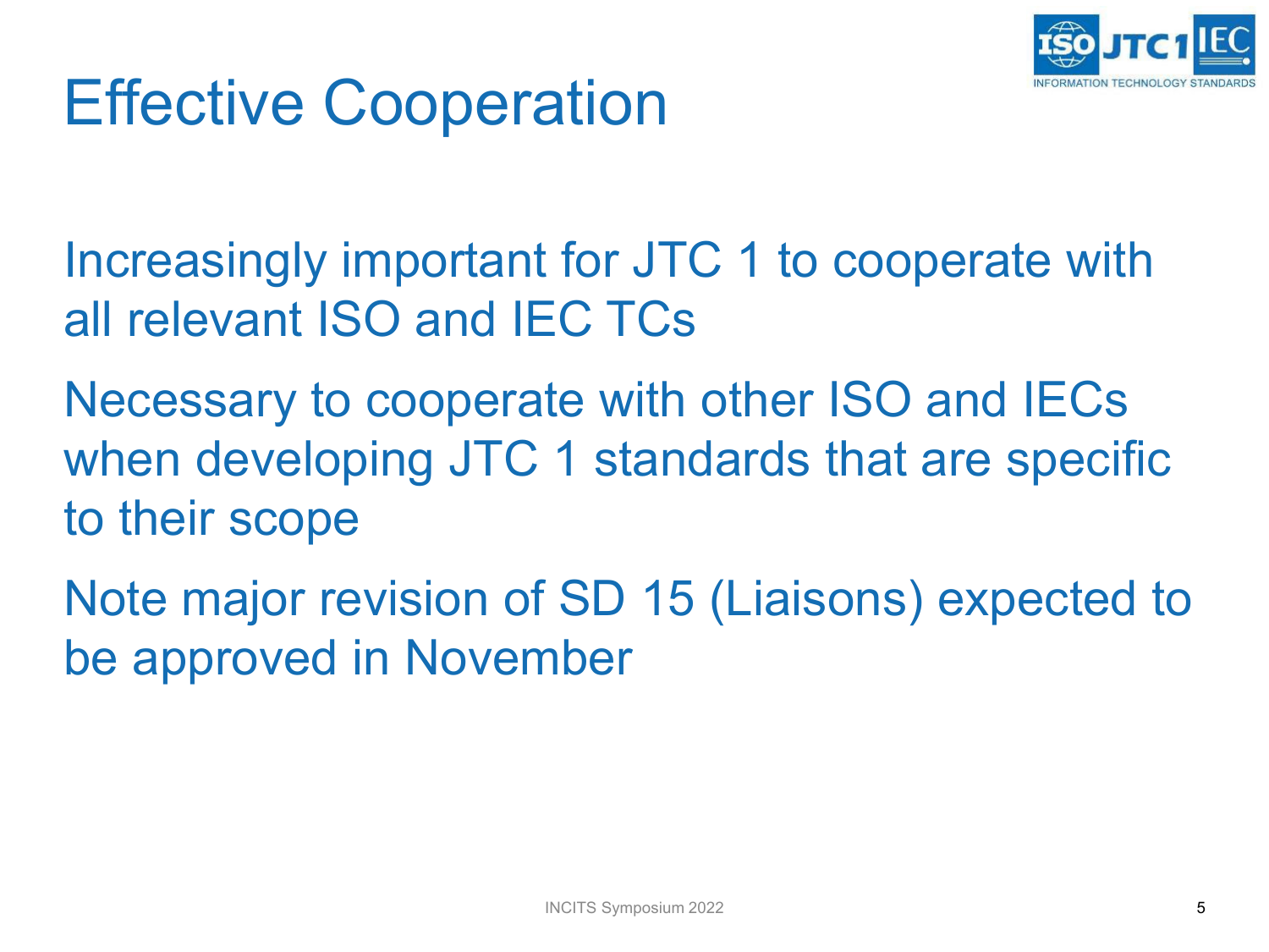# Effective Cooperation

Increasingly important for JTC 1 to cooperate with all relevant ISO and IEC TCs

Necessary to cooperate with other ISO and IECs when developing JTC 1 standards that are specific to their scope

Note major revision of SD 15 (Liaisons) expected to be approved in November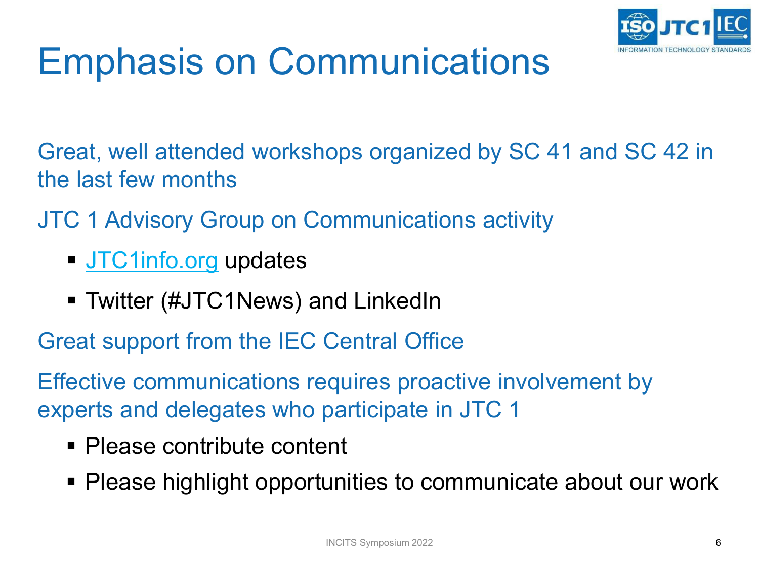# Emphasis on Communications

Great, well attended workshops organized by SC 41 and SC 42 in the last few months

JTC 1 Advisory Group on Communications activity

- JTC1info.org updates
- Twitter (#JTC1News) and LinkedIn

Great support from the IEC Central Office

Effective communications requires proactive involvement by experts and delegates who participate in JTC 1

- Please contribute content
- Please highlight opportunities to communicate about our work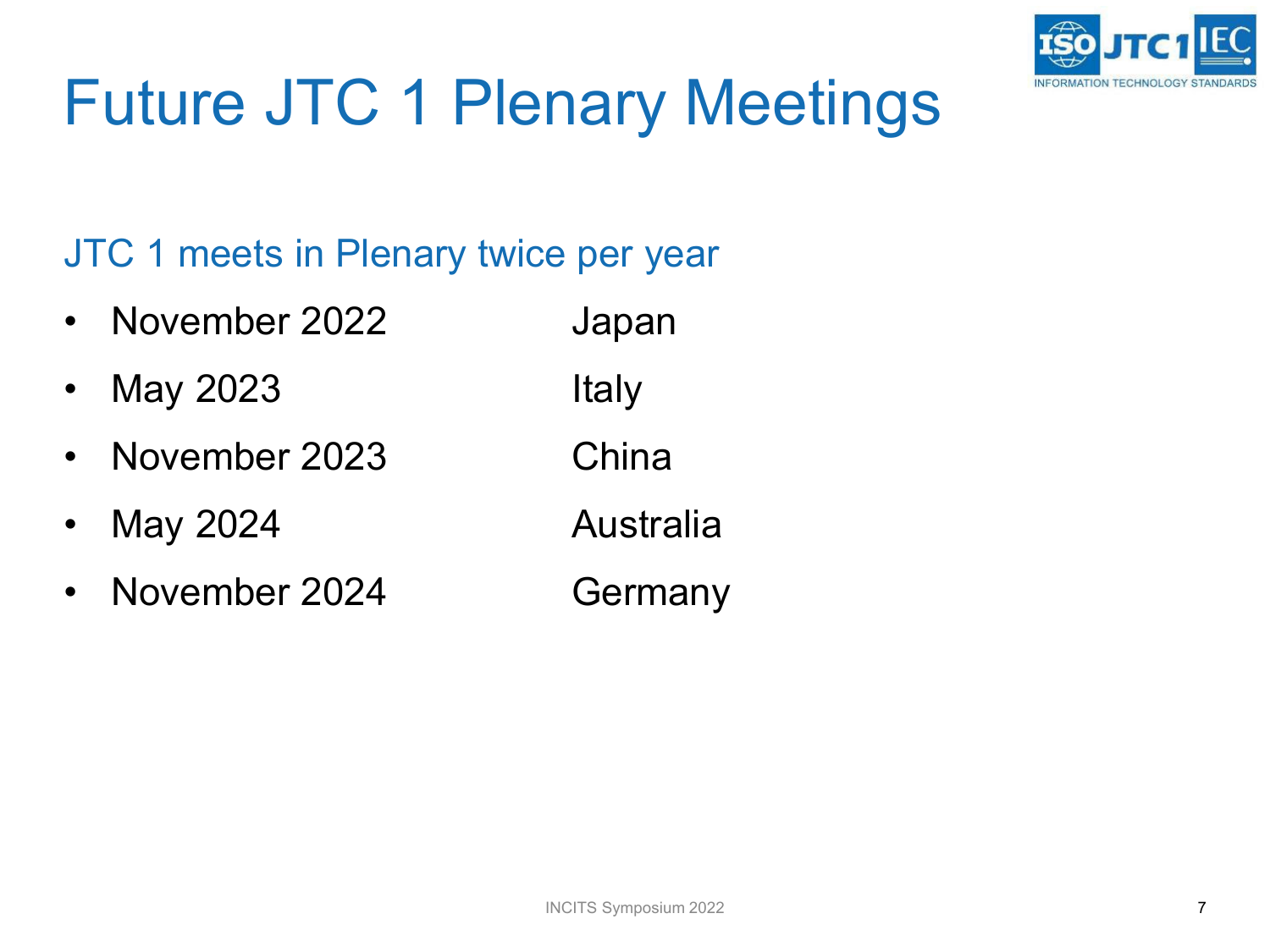# Future JTC 1 Plenary Meetings

JTC 1 meets in Plenary twice per year

| | |
|---|---|
| November 2022 | Japan |
| May 2023 | Italy |
| November 2023 | China |
| May 2024 | Australia |
| November 2024 | Germany |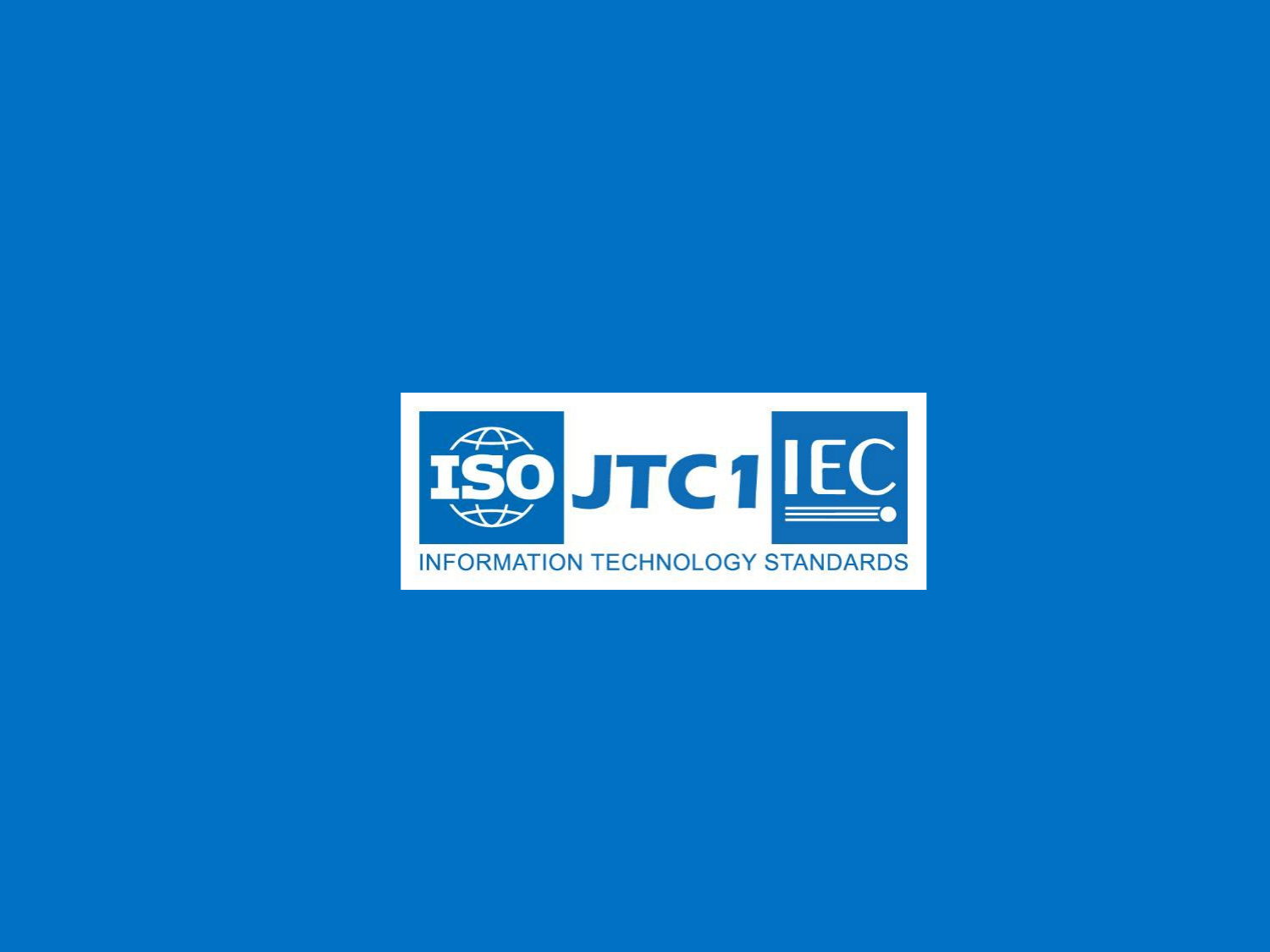ISO JTC 1 IEC

INFORMATION TECHNOLOGY STANDARDS